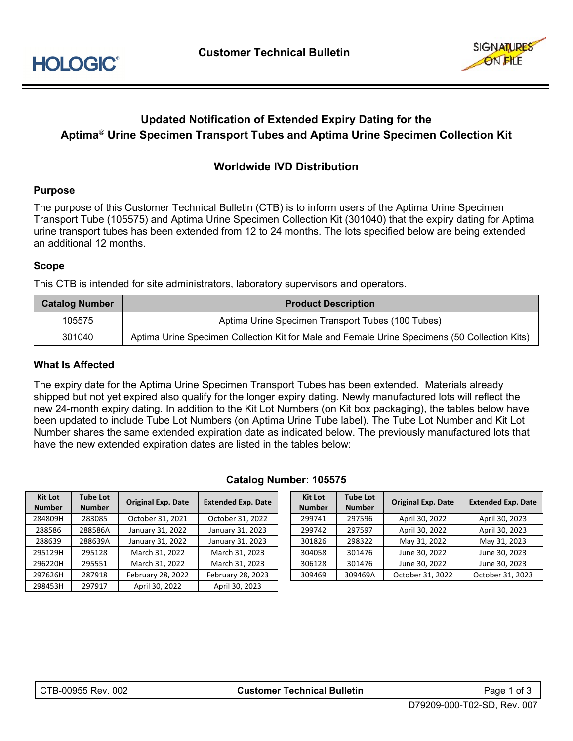# Updated Notification of Extended Expiry Dating for the Aptima® Urine Specimen Transport Tubes and Aptima Urine Specimen Collection Kit

## Worldwide IVD Distribution

### Purpose

The purpose of this Customer Technical Bulletin (CTB) is to inform users of the Aptima Urine Specimen Transport Tube (105575) and Aptima Urine Specimen Collection Kit (301040) that the expiry dating for Aptima urine transport tubes has been extended from 12 to 24 months. The lots specified below are being extended an additional 12 months.

### Scope

This CTB is intended for site administrators, laboratory supervisors and operators.

| Catalog Number | Product Description |
|---|---|
| 105575 | Aptima Urine Specimen Transport Tubes (100 Tubes) |
| 301040 | Aptima Urine Specimen Collection Kit for Male and Female Urine Specimens (50 Collection Kits) |

### What Is Affected

The expiry date for the Aptima Urine Specimen Transport Tubes has been extended. Materials already shipped but not yet expired also qualify for the longer expiry dating. Newly manufactured lots will reflect the new 24-month expiry dating. In addition to the Kit Lot Numbers (on Kit box packaging), the tables below have been updated to include Tube Lot Numbers (on Aptima Urine Tube label). The Tube Lot Number and Kit Lot Number shares the same extended expiration date as indicated below. The previously manufactured lots that have the new extended expiration dates are listed in the tables below:

**Catalog Number: 105575**

| Kit Lot Number | Tube Lot Number | Original Exp. Date | Extended Exp. Date |
|---|---|---|---|
| 284809H | 283085 | October 31, 2021 | October 31, 2022 |
| 288586 | 288586A | January 31, 2022 | January 31, 2023 |
| 288639 | 288639A | January 31, 2022 | January 31, 2023 |
| 295129H | 295128 | March 31, 2022 | March 31, 2023 |
| 296220H | 295551 | March 31, 2022 | March 31, 2023 |
| 297626H | 287918 | February 28, 2022 | February 28, 2023 |
| 298453H | 297917 | April 30, 2022 | April 30, 2023 |

| Kit Lot Number | Tube Lot Number | Original Exp. Date | Extended Exp. Date |
|---|---|---|---|
| 299741 | 297596 | April 30, 2022 | April 30, 2023 |
| 299742 | 297597 | April 30, 2022 | April 30, 2023 |
| 301826 | 298322 | May 31, 2022 | May 31, 2023 |
| 304058 | 301476 | June 30, 2022 | June 30, 2023 |
| 306128 | 301476 | June 30, 2022 | June 30, 2023 |
| 309469 | 309469A | October 31, 2022 | October 31, 2023 |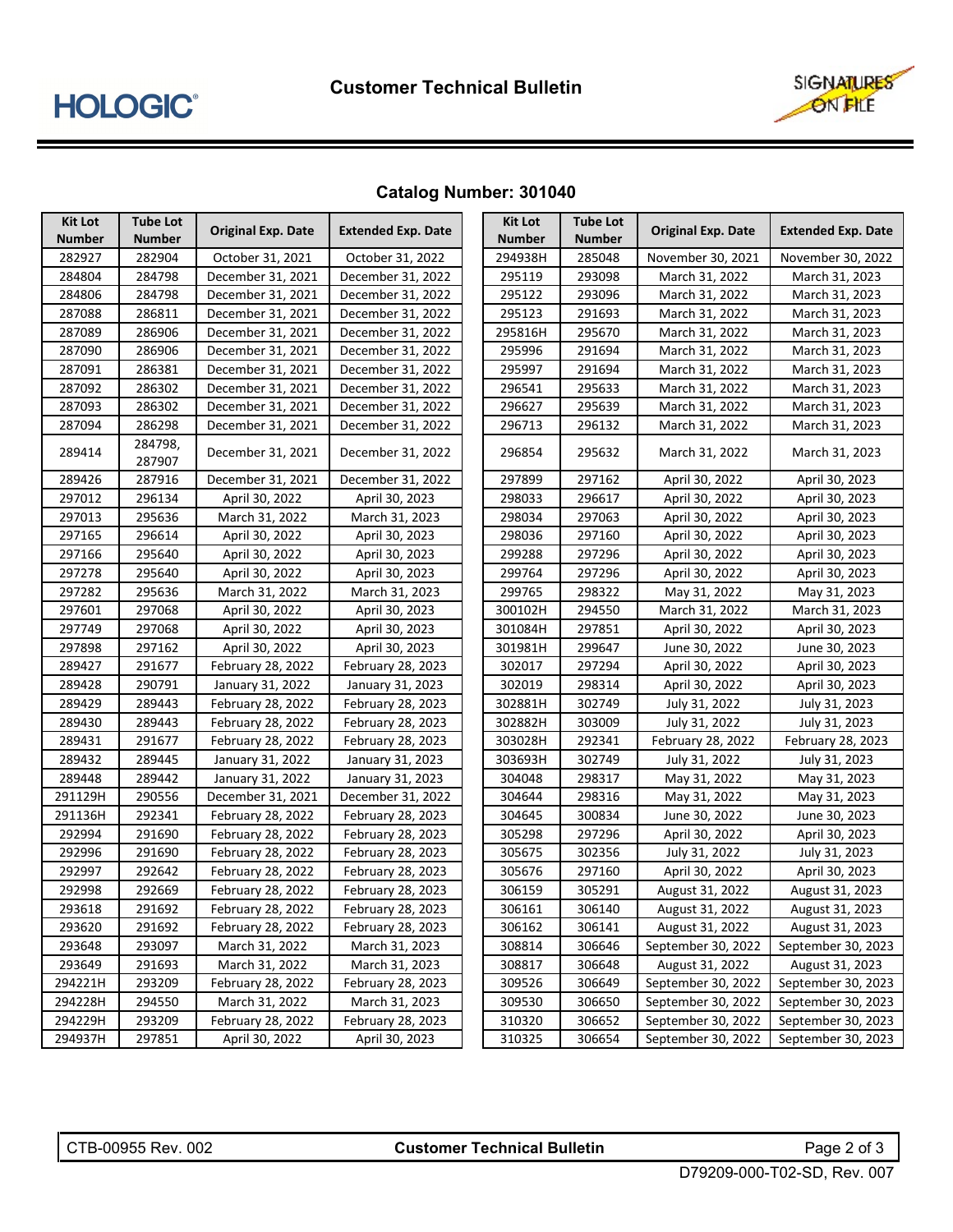## Catalog Number: 301040

| Kit Lot Number | Tube Lot Number | Original Exp. Date | Extended Exp. Date |
|---|---|---|---|
| 282927 | 282904 | October 31, 2021 | October 31, 2022 |
| 284804 | 284798 | December 31, 2021 | December 31, 2022 |
| 284806 | 284798 | December 31, 2021 | December 31, 2022 |
| 287088 | 286811 | December 31, 2021 | December 31, 2022 |
| 287089 | 286906 | December 31, 2021 | December 31, 2022 |
| 287090 | 286906 | December 31, 2021 | December 31, 2022 |
| 287091 | 286381 | December 31, 2021 | December 31, 2022 |
| 287092 | 286302 | December 31, 2021 | December 31, 2022 |
| 287093 | 286302 | December 31, 2021 | December 31, 2022 |
| 287094 | 286298 | December 31, 2021 | December 31, 2022 |
| 289414 | 284798, 287907 | December 31, 2021 | December 31, 2022 |
| 289426 | 287916 | December 31, 2021 | December 31, 2022 |
| 297012 | 296134 | April 30, 2022 | April 30, 2023 |
| 297013 | 295636 | March 31, 2022 | March 31, 2023 |
| 297165 | 296614 | April 30, 2022 | April 30, 2023 |
| 297166 | 295640 | April 30, 2022 | April 30, 2023 |
| 297278 | 295640 | April 30, 2022 | April 30, 2023 |
| 297282 | 295636 | March 31, 2022 | March 31, 2023 |
| 297601 | 297068 | April 30, 2022 | April 30, 2023 |
| 297749 | 297068 | April 30, 2022 | April 30, 2023 |
| 297898 | 297162 | April 30, 2022 | April 30, 2023 |
| 289427 | 291677 | February 28, 2022 | February 28, 2023 |
| 289428 | 290791 | January 31, 2022 | January 31, 2023 |
| 289429 | 289443 | February 28, 2022 | February 28, 2023 |
| 289430 | 289443 | February 28, 2022 | February 28, 2023 |
| 289431 | 291677 | February 28, 2022 | February 28, 2023 |
| 289432 | 289445 | January 31, 2022 | January 31, 2023 |
| 289448 | 289442 | January 31, 2022 | January 31, 2023 |
| 291129H | 290556 | December 31, 2021 | December 31, 2022 |
| 291136H | 292341 | February 28, 2022 | February 28, 2023 |
| 292994 | 291690 | February 28, 2022 | February 28, 2023 |
| 292996 | 291690 | February 28, 2022 | February 28, 2023 |
| 292997 | 292642 | February 28, 2022 | February 28, 2023 |
| 292998 | 292669 | February 28, 2022 | February 28, 2023 |
| 293618 | 291692 | February 28, 2022 | February 28, 2023 |
| 293620 | 291692 | February 28, 2022 | February 28, 2023 |
| 293648 | 293097 | March 31, 2022 | March 31, 2023 |
| 293649 | 291693 | March 31, 2022 | March 31, 2023 |
| 294221H | 293209 | February 28, 2022 | February 28, 2023 |
| 294228H | 294550 | March 31, 2022 | March 31, 2023 |
| 294229H | 293209 | February 28, 2022 | February 28, 2023 |
| 294937H | 297851 | April 30, 2022 | April 30, 2023 |
| 294938H | 285048 | November 30, 2021 | November 30, 2022 |
| 295119 | 293098 | March 31, 2022 | March 31, 2023 |
| 295122 | 293096 | March 31, 2022 | March 31, 2023 |
| 295123 | 291693 | March 31, 2022 | March 31, 2023 |
| 295816H | 295670 | March 31, 2022 | March 31, 2023 |
| 295996 | 291694 | March 31, 2022 | March 31, 2023 |
| 295997 | 291694 | March 31, 2022 | March 31, 2023 |
| 296541 | 295633 | March 31, 2022 | March 31, 2023 |
| 296627 | 295639 | March 31, 2022 | March 31, 2023 |
| 296713 | 296132 | March 31, 2022 | March 31, 2023 |
| 296854 | 295632 | March 31, 2022 | March 31, 2023 |
| 297899 | 297162 | April 30, 2022 | April 30, 2023 |
| 298033 | 296617 | April 30, 2022 | April 30, 2023 |
| 298034 | 297063 | April 30, 2022 | April 30, 2023 |
| 298036 | 297160 | April 30, 2022 | April 30, 2023 |
| 299288 | 297296 | April 30, 2022 | April 30, 2023 |
| 299764 | 297296 | April 30, 2022 | April 30, 2023 |
| 299765 | 298322 | May 31, 2022 | May 31, 2023 |
| 300102H | 294550 | March 31, 2022 | March 31, 2023 |
| 301084H | 297851 | April 30, 2022 | April 30, 2023 |
| 301981H | 299647 | June 30, 2022 | June 30, 2023 |
| 302017 | 297294 | April 30, 2022 | April 30, 2023 |
| 302019 | 298314 | April 30, 2022 | April 30, 2023 |
| 302881H | 302749 | July 31, 2022 | July 31, 2023 |
| 302882H | 303009 | July 31, 2022 | July 31, 2023 |
| 303028H | 292341 | February 28, 2022 | February 28, 2023 |
| 303693H | 302749 | July 31, 2022 | July 31, 2023 |
| 304048 | 298317 | May 31, 2022 | May 31, 2023 |
| 304644 | 298316 | May 31, 2022 | May 31, 2023 |
| 304645 | 300834 | June 30, 2022 | June 30, 2023 |
| 305298 | 297296 | April 30, 2022 | April 30, 2023 |
| 305675 | 302356 | July 31, 2022 | July 31, 2023 |
| 305676 | 297160 | April 30, 2022 | April 30, 2023 |
| 306159 | 305291 | August 31, 2022 | August 31, 2023 |
| 306161 | 306140 | August 31, 2022 | August 31, 2023 |
| 306162 | 306141 | August 31, 2022 | August 31, 2023 |
| 308814 | 306646 | September 30, 2022 | September 30, 2023 |
| 308817 | 306648 | August 31, 2022 | August 31, 2023 |
| 309526 | 306649 | September 30, 2022 | September 30, 2023 |
| 309530 | 306650 | September 30, 2022 | September 30, 2023 |
| 310320 | 306652 | September 30, 2022 | September 30, 2023 |
| 310325 | 306654 | September 30, 2022 | September 30, 2023 |

CTB-00955 Rev. 002

D79209-000-T02-SD, Rev. 007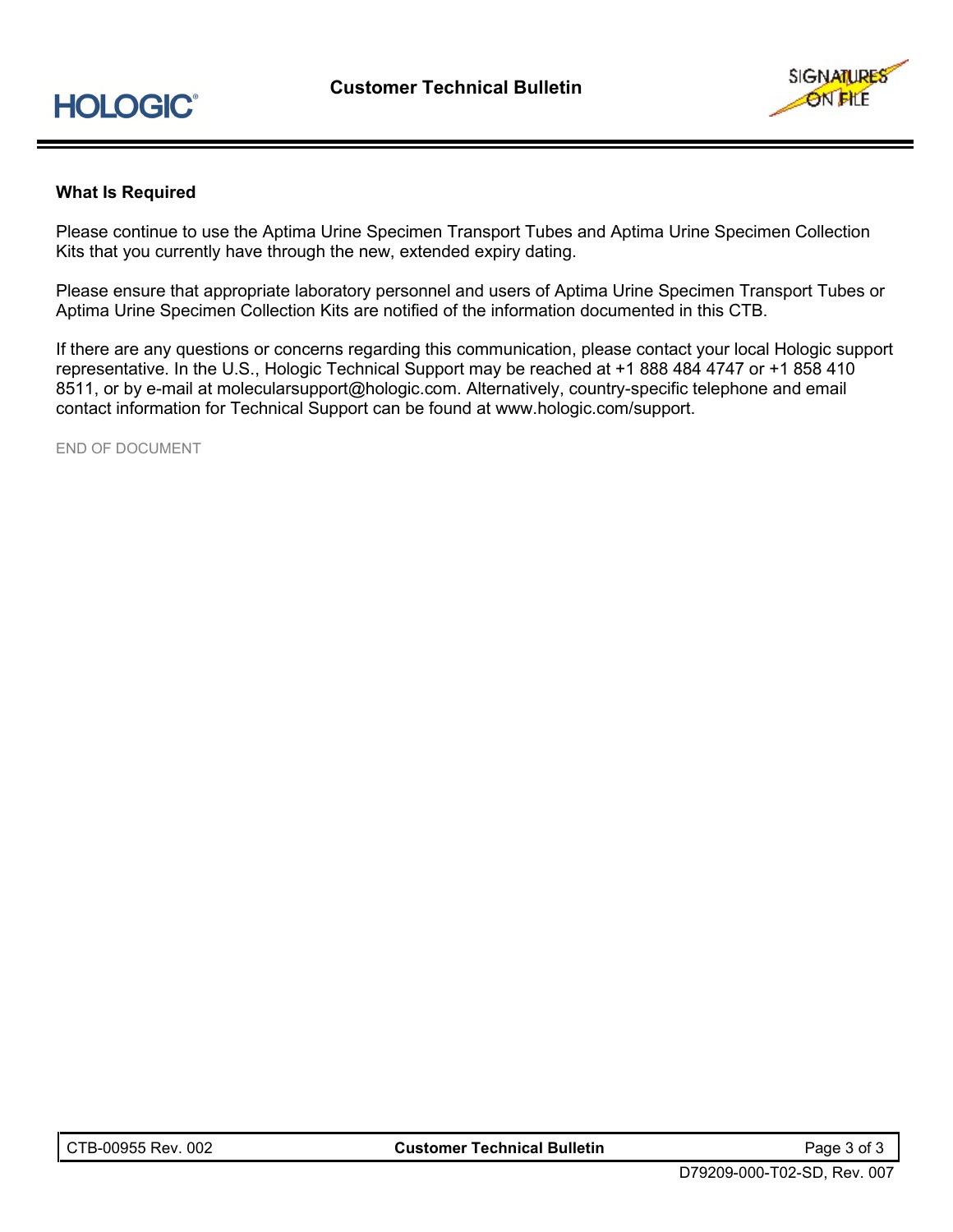## What Is Required

Please continue to use the Aptima Urine Specimen Transport Tubes and Aptima Urine Specimen Collection Kits that you currently have through the new, extended expiry dating.

Please ensure that appropriate laboratory personnel and users of Aptima Urine Specimen Transport Tubes or Aptima Urine Specimen Collection Kits are notified of the information documented in this CTB.

If there are any questions or concerns regarding this communication, please contact your local Hologic support representative. In the U.S., Hologic Technical Support may be reached at +1 888 484 4747 or +1 858 410 8511, or by e-mail at molecularsupport@hologic.com. Alternatively, country-specific telephone and email contact information for Technical Support can be found at www.hologic.com/support.

END OF DOCUMENT